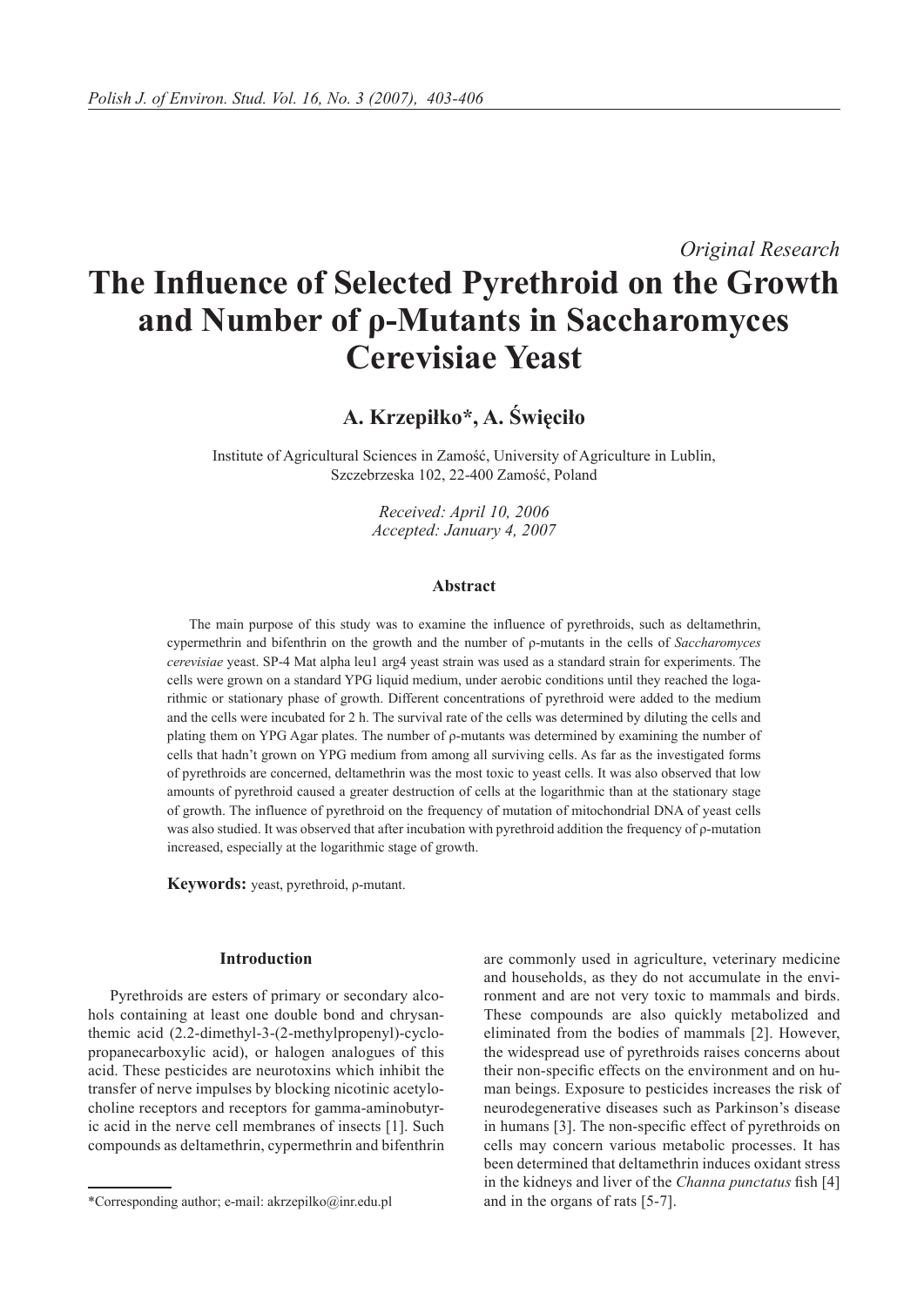*Original Research*

# The Influence of Selected Pyrethroid on the Growth and Number of ρ-Mutants in Saccharomyces Cerevisiae Yeast

**A. Krzepiłko*, A. Święciło**

Institute of Agricultural Sciences in Zamość, University of Agriculture in Lublin, Szczebrzeska 102, 22-400 Zamość, Poland

*Received: April 10, 2006*
*Accepted: January 4, 2007*

### Abstract

The main purpose of this study was to examine the influence of pyrethroids, such as deltamethrin, cypermethrin and bifenthrin on the growth and the number of ρ-mutants in the cells of *Saccharomyces cerevisiae* yeast. SP-4 Mat alpha leu1 arg4 yeast strain was used as a standard strain for experiments. The cells were grown on a standard YPG liquid medium, under aerobic conditions until they reached the logarithmic or stationary phase of growth. Different concentrations of pyrethroid were added to the medium and the cells were incubated for 2 h. The survival rate of the cells was determined by diluting the cells and plating them on YPG Agar plates. The number of ρ-mutants was determined by examining the number of cells that hadn't grown on YPG medium from among all surviving cells. As far as the investigated forms of pyrethroids are concerned, deltamethrin was the most toxic to yeast cells. It was also observed that low amounts of pyrethroid caused a greater destruction of cells at the logarithmic than at the stationary stage of growth. The influence of pyrethroid on the frequency of mutation of mitochondrial DNA of yeast cells was also studied. It was observed that after incubation with pyrethroid addition the frequency of ρ-mutation increased, especially at the logarithmic stage of growth.

**Keywords:** yeast, pyrethroid, ρ-mutant.

## Introduction

Pyrethroids are esters of primary or secondary alcohols containing at least one double bond and chrysanthemic acid (2.2-dimethyl-3-(2-methylpropenyl)-cyclopropanecarboxylic acid), or halogen analogues of this acid. These pesticides are neurotoxins which inhibit the transfer of nerve impulses by blocking nicotinic acetylocholine receptors and receptors for gamma-aminobutyric acid in the nerve cell membranes of insects [1]. Such compounds as deltamethrin, cypermethrin and bifenthrin are commonly used in agriculture, veterinary medicine and households, as they do not accumulate in the environment and are not very toxic to mammals and birds. These compounds are also quickly metabolized and eliminated from the bodies of mammals [2]. However, the widespread use of pyrethroids raises concerns about their non-specific effects on the environment and on human beings. Exposure to pesticides increases the risk of neurodegenerative diseases such as Parkinson's disease in humans [3]. The non-specific effect of pyrethroids on cells may concern various metabolic processes. It has been determined that deltamethrin induces oxidant stress in the kidneys and liver of the *Channa punctatus* fish [4] and in the organs of rats [5-7].

*Corresponding author; e-mail: akrzepilko@inr.edu.pl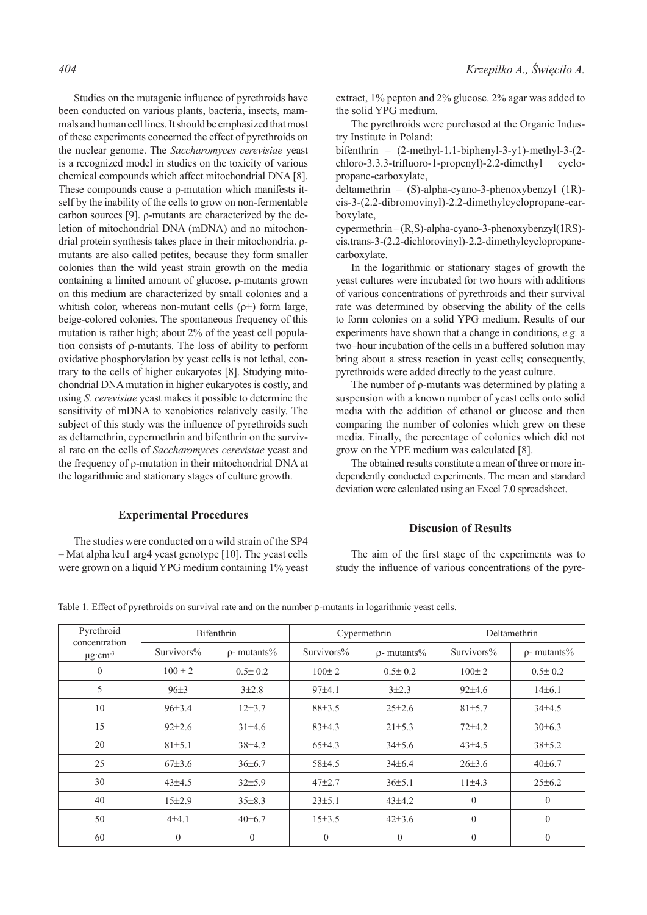Studies on the mutagenic influence of pyrethroids have been conducted on various plants, bacteria, insects, mammals and human cell lines. It should be emphasized that most of these experiments concerned the effect of pyrethroids on the nuclear genome. The *Saccharomyces cerevisiae* yeast is a recognized model in studies on the toxicity of various chemical compounds which affect mitochondrial DNA [8]. These compounds cause a ρ-mutation which manifests itself by the inability of the cells to grow on non-fermentable carbon sources [9]. ρ-mutants are characterized by the deletion of mitochondrial DNA (mDNA) and no mitochondrial protein synthesis takes place in their mitochondria. ρ-mutants are also called petites, because they form smaller colonies than the wild yeast strain growth on the media containing a limited amount of glucose. ρ-mutants grown on this medium are characterized by small colonies and a whitish color, whereas non-mutant cells (ρ+) form large, beige-colored colonies. The spontaneous frequency of this mutation is rather high; about 2% of the yeast cell population consists of ρ-mutants. The loss of ability to perform oxidative phosphorylation by yeast cells is not lethal, contrary to the cells of higher eukaryotes [8]. Studying mitochondrial DNA mutation in higher eukaryotes is costly, and using *S. cerevisiae* yeast makes it possible to determine the sensitivity of mDNA to xenobiotics relatively easily. The subject of this study was the influence of pyrethroids such as deltamethrin, cypermethrin and bifenthrin on the survival rate on the cells of *Saccharomyces cerevisiae* yeast and the frequency of ρ-mutation in their mitochondrial DNA at the logarithmic and stationary stages of culture growth.

## Experimental Procedures

The studies were conducted on a wild strain of the SP4 – Mat alpha leu1 arg4 yeast genotype [10]. The yeast cells were grown on a liquid YPG medium containing 1% yeast extract, 1% pepton and 2% glucose. 2% agar was added to the solid YPG medium.

The pyrethroids were purchased at the Organic Industry Institute in Poland:

bifenthrin – (2-methyl-1.1-biphenyl-3-y1)-methyl-3-(2-chloro-3.3.3-trifluoro-1-propenyl)-2.2-dimethyl cyclopropane-carboxylate,

deltamethrin – (S)-alpha-cyano-3-phenoxybenzyl (1R)-cis-3-(2.2-dibromovinyl)-2.2-dimethylcyclopropane-carboxylate,

cypermethrin – (R,S)-alpha-cyano-3-phenoxybenzyl(1RS)-cis,trans-3-(2.2-dichlorovinyl)-2.2-dimethylcyclopropane-carboxylate.

In the logarithmic or stationary stages of growth the yeast cultures were incubated for two hours with additions of various concentrations of pyrethroids and their survival rate was determined by observing the ability of the cells to form colonies on a solid YPG medium. Results of our experiments have shown that a change in conditions, *e.g.* a two–hour incubation of the cells in a buffered solution may bring about a stress reaction in yeast cells; consequently, pyrethroids were added directly to the yeast culture.

The number of ρ-mutants was determined by plating a suspension with a known number of yeast cells onto solid media with the addition of ethanol or glucose and then comparing the number of colonies which grew on these media. Finally, the percentage of colonies which did not grow on the YPE medium was calculated [8].

The obtained results constitute a mean of three or more independently conducted experiments. The mean and standard deviation were calculated using an Excel 7.0 spreadsheet.

## Discusion of Results

The aim of the first stage of the experiments was to study the influence of various concentrations of the pyre-

Table 1. Effect of pyrethroids on survival rate and on the number ρ-mutants in logarithmic yeast cells.

| Pyrethroid concentration $\mu g \cdot cm^{-3}$ | Bifenthrin | | Cypermethrin | | Deltamethrin | |
|---|---|---|---|---|---|---|
| | Survivors% | ρ- mutants% | Survivors% | ρ- mutants% | Survivors% | ρ- mutants% |
| 0 | 100 ± 2 | 0.5± 0.2 | 100± 2 | 0.5± 0.2 | 100± 2 | 0.5± 0.2 |
| 5 | 96±3 | 3±2.8 | 97±4.1 | 3±2.3 | 92±4.6 | 14±6.1 |
| 10 | 96±3.4 | 12±3.7 | 88±3.5 | 25±2.6 | 81±5.7 | 34±4.5 |
| 15 | 92±2.6 | 31±4.6 | 83±4.3 | 21±5.3 | 72±4.2 | 30±6.3 |
| 20 | 81±5.1 | 38±4.2 | 65±4.3 | 34±5.6 | 43±4.5 | 38±5.2 |
| 25 | 67±3.6 | 36±6.7 | 58±4.5 | 34±6.4 | 26±3.6 | 40±6.7 |
| 30 | 43±4.5 | 32±5.9 | 47±2.7 | 36±5.1 | 11±4.3 | 25±6.2 |
| 40 | 15±2.9 | 35±8.3 | 23±5.1 | 43±4.2 | 0 | 0 |
| 50 | 4±4.1 | 40±6.7 | 15±3.5 | 42±3.6 | 0 | 0 |
| 60 | 0 | 0 | 0 | 0 | 0 | 0 |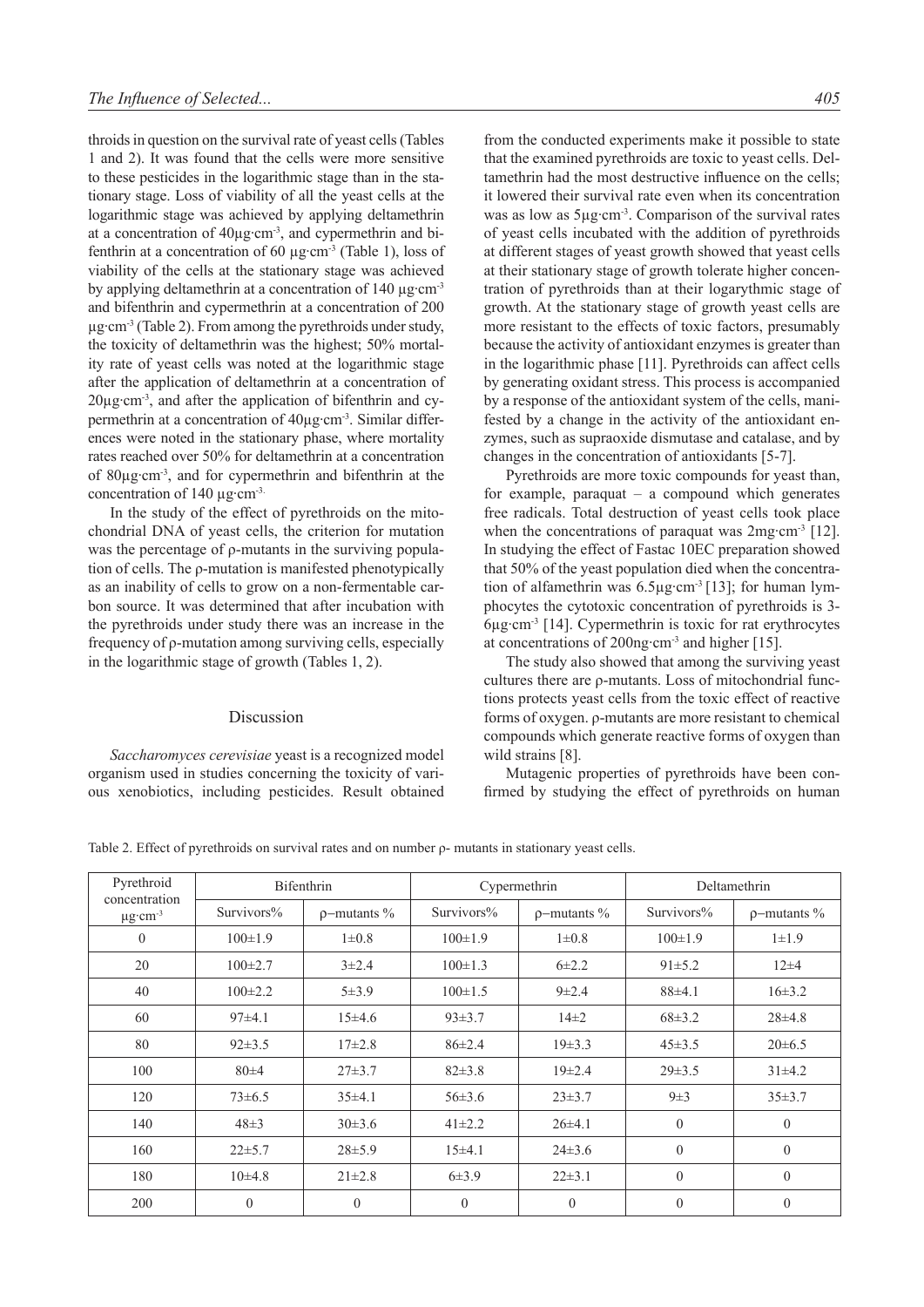throids in question on the survival rate of yeast cells (Tables 1 and 2). It was found that the cells were more sensitive to these pesticides in the logarithmic stage than in the stationary stage. Loss of viability of all the yeast cells at the logarithmic stage was achieved by applying deltamethrin at a concentration of 40μg·cm$^{-3}$, and cypermethrin and bifenthrin at a concentration of 60 μg·cm$^{-3}$ (Table 1), loss of viability of the cells at the stationary stage was achieved by applying deltamethrin at a concentration of 140 μg·cm$^{-3}$ and bifenthrin and cypermethrin at a concentration of 200 μg·cm$^{-3}$ (Table 2). From among the pyrethroids under study, the toxicity of deltamethrin was the highest; 50% mortality rate of yeast cells was noted at the logarithmic stage after the application of deltamethrin at a concentration of 20μg·cm$^{-3}$, and after the application of bifenthrin and cypermethrin at a concentration of 40μg·cm$^{-3}$. Similar differences were noted in the stationary phase, where mortality rates reached over 50% for deltamethrin at a concentration of 80μg·cm$^{-3}$, and for cypermethrin and bifenthrin at the concentration of 140 μg·cm$^{-3}$.

In the study of the effect of pyrethroids on the mitochondrial DNA of yeast cells, the criterion for mutation was the percentage of ρ-mutants in the surviving population of cells. The ρ-mutation is manifested phenotypically as an inability of cells to grow on a non-fermentable carbon source. It was determined that after incubation with the pyrethroids under study there was an increase in the frequency of ρ-mutation among surviving cells, especially in the logarithmic stage of growth (Tables 1, 2).

## Discussion

*Saccharomyces cerevisiae* yeast is a recognized model organism used in studies concerning the toxicity of various xenobiotics, including pesticides. Result obtained from the conducted experiments make it possible to state that the examined pyrethroids are toxic to yeast cells. Deltamethrin had the most destructive influence on the cells; it lowered their survival rate even when its concentration was as low as 5μg·cm$^{-3}$. Comparison of the survival rates of yeast cells incubated with the addition of pyrethroids at different stages of yeast growth showed that yeast cells at their stationary stage of growth tolerate higher concentration of pyrethroids than at their logarythmic stage of growth. At the stationary stage of growth yeast cells are more resistant to the effects of toxic factors, presumably because the activity of antioxidant enzymes is greater than in the logarithmic phase [11]. Pyrethroids can affect cells by generating oxidant stress. This process is accompanied by a response of the antioxidant system of the cells, manifested by a change in the activity of the antioxidant enzymes, such as supraoxide dismutase and catalase, and by changes in the concentration of antioxidants [5-7].

Pyrethroids are more toxic compounds for yeast than, for example, paraquat – a compound which generates free radicals. Total destruction of yeast cells took place when the concentrations of paraquat was 2mg·cm$^{-3}$ [12]. In studying the effect of Fastac 10EC preparation showed that 50% of the yeast population died when the concentration of alfamethrin was 6.5μg·cm$^{-3}$ [13]; for human lymphocytes the cytotoxic concentration of pyrethroids is 3-6μg·cm$^{-3}$ [14]. Cypermethrin is toxic for rat erythrocytes at concentrations of 200ng·cm$^{-3}$ and higher [15].

The study also showed that among the surviving yeast cultures there are ρ-mutants. Loss of mitochondrial functions protects yeast cells from the toxic effect of reactive forms of oxygen. ρ-mutants are more resistant to chemical compounds which generate reactive forms of oxygen than wild strains [8].

Mutagenic properties of pyrethroids have been confirmed by studying the effect of pyrethroids on human

Table 2. Effect of pyrethroids on survival rates and on number ρ- mutants in stationary yeast cells.

| Pyrethroid concentration μg·cm$^{-3}$ | Bifenthrin | | Cypermethrin | | Deltamethrin | |
|---|---|---|---|---|---|---|
| | Survivors% | ρ−mutants % | Survivors% | ρ−mutants % | Survivors% | ρ−mutants % |
| 0 | 100±1.9 | 1±0.8 | 100±1.9 | 1±0.8 | 100±1.9 | 1±1.9 |
| 20 | 100±2.7 | 3±2.4 | 100±1.3 | 6±2.2 | 91±5.2 | 12±4 |
| 40 | 100±2.2 | 5±3.9 | 100±1.5 | 9±2.4 | 88±4.1 | 16±3.2 |
| 60 | 97±4.1 | 15±4.6 | 93±3.7 | 14±2 | 68±3.2 | 28±4.8 |
| 80 | 92±3.5 | 17±2.8 | 86±2.4 | 19±3.3 | 45±3.5 | 20±6.5 |
| 100 | 80±4 | 27±3.7 | 82±3.8 | 19±2.4 | 29±3.5 | 31±4.2 |
| 120 | 73±6.5 | 35±4.1 | 56±3.6 | 23±3.7 | 9±3 | 35±3.7 |
| 140 | 48±3 | 30±3.6 | 41±2.2 | 26±4.1 | 0 | 0 |
| 160 | 22±5.7 | 28±5.9 | 15±4.1 | 24±3.6 | 0 | 0 |
| 180 | 10±4.8 | 21±2.8 | 6±3.9 | 22±3.1 | 0 | 0 |
| 200 | 0 | 0 | 0 | 0 | 0 | 0 |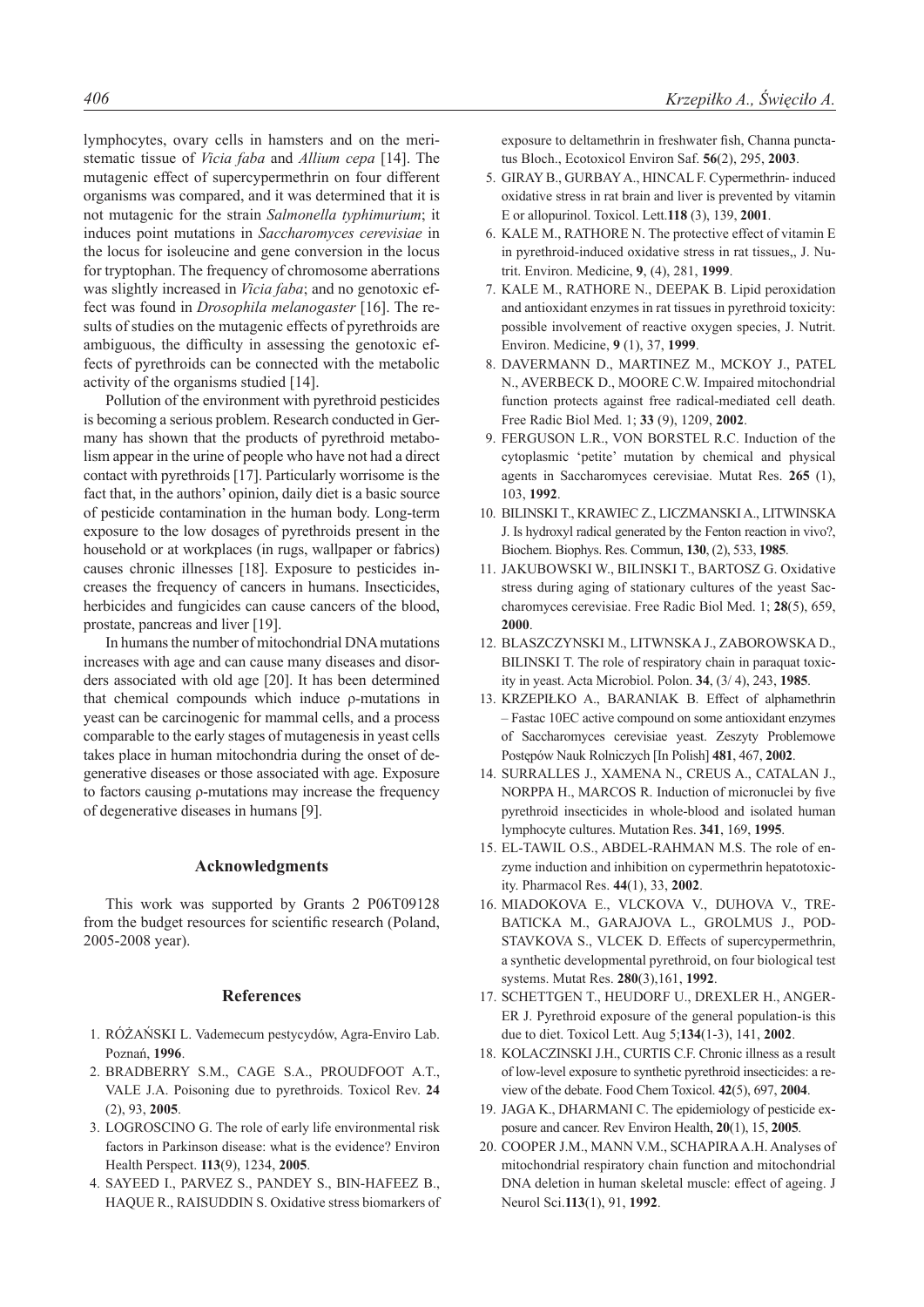lymphocytes, ovary cells in hamsters and on the meristematic tissue of *Vicia faba* and *Allium cepa* [14]. The mutagenic effect of supercypermethrin on four different organisms was compared, and it was determined that it is not mutagenic for the strain *Salmonella typhimurium*; it induces point mutations in *Saccharomyces cerevisiae* in the locus for isoleucine and gene conversion in the locus for tryptophan. The frequency of chromosome aberrations was slightly increased in *Vicia faba*; and no genotoxic effect was found in *Drosophila melanogaster* [16]. The results of studies on the mutagenic effects of pyrethroids are ambiguous, the difficulty in assessing the genotoxic effects of pyrethroids can be connected with the metabolic activity of the organisms studied [14].

Pollution of the environment with pyrethroid pesticides is becoming a serious problem. Research conducted in Germany has shown that the products of pyrethroid metabolism appear in the urine of people who have not had a direct contact with pyrethroids [17]. Particularly worrisome is the fact that, in the authors' opinion, daily diet is a basic source of pesticide contamination in the human body. Long-term exposure to the low dosages of pyrethroids present in the household or at workplaces (in rugs, wallpaper or fabrics) causes chronic illnesses [18]. Exposure to pesticides increases the frequency of cancers in humans. Insecticides, herbicides and fungicides can cause cancers of the blood, prostate, pancreas and liver [19].

In humans the number of mitochondrial DNA mutations increases with age and can cause many diseases and disorders associated with old age [20]. It has been determined that chemical compounds which induce ρ-mutations in yeast can be carcinogenic for mammal cells, and a process comparable to the early stages of mutagenesis in yeast cells takes place in human mitochondria during the onset of degenerative diseases or those associated with age. Exposure to factors causing ρ-mutations may increase the frequency of degenerative diseases in humans [9].

## Acknowledgments

This work was supported by Grants 2 P06T09128 from the budget resources for scientific research (Poland, 2005-2008 year).

## References

1. RÓŻAŃSKI L. Vademecum pestycydów, Agra-Enviro Lab. Poznań, **1996**.
2. BRADBERRY S.M., CAGE S.A., PROUDFOOT A.T., VALE J.A. Poisoning due to pyrethroids. Toxicol Rev. **24** (2), 93, **2005**.
3. LOGROSCINO G. The role of early life environmental risk factors in Parkinson disease: what is the evidence? Environ Health Perspect. **113**(9), 1234, **2005**.
4. SAYEED I., PARVEZ S., PANDEY S., BIN-HAFEEZ B., HAQUE R., RAISUDDIN S. Oxidative stress biomarkers of exposure to deltamethrin in freshwater fish, Channa punctatus Bloch., Ecotoxicol Environ Saf. **56**(2), 295, **2003**.
5. GIRAY B., GURBAY A., HINCAL F. Cypermethrin- induced oxidative stress in rat brain and liver is prevented by vitamin E or allopurinol. Toxicol. Lett.**118** (3), 139, **2001**.
6. KALE M., RATHORE N. The protective effect of vitamin E in pyrethroid-induced oxidative stress in rat tissues,, J. Nutrit. Environ. Medicine, **9**, (4), 281, **1999**.
7. KALE M., RATHORE N., DEEPAK B. Lipid peroxidation and antioxidant enzymes in rat tissues in pyrethroid toxicity: possible involvement of reactive oxygen species, J. Nutrit. Environ. Medicine, **9** (1), 37, **1999**.
8. DAVERMANN D., MARTINEZ M., MCKOY J., PATEL N., AVERBECK D., MOORE C.W. Impaired mitochondrial function protects against free radical-mediated cell death. Free Radic Biol Med. 1; **33** (9), 1209, **2002**.
9. FERGUSON L.R., VON BORSTEL R.C. Induction of the cytoplasmic 'petite' mutation by chemical and physical agents in Saccharomyces cerevisiae. Mutat Res. **265** (1), 103, **1992**.
10. BILINSKI T., KRAWIEC Z., LICZMANSKI A., LITWINSKA J. Is hydroxyl radical generated by the Fenton reaction in vivo?, Biochem. Biophys. Res. Commun, **130**, (2), 533, **1985**.
11. JAKUBOWSKI W., BILINSKI T., BARTOSZ G. Oxidative stress during aging of stationary cultures of the yeast Saccharomyces cerevisiae. Free Radic Biol Med. 1; **28**(5), 659, **2000**.
12. BLASZCZYNSKI M., LITWNSKA J., ZABOROWSKA D., BILINSKI T. The role of respiratory chain in paraquat toxicity in yeast. Acta Microbiol. Polon. **34**, (3/ 4), 243, **1985**.
13. KRZEPIŁKO A., BARANIAK B. Effect of alphamethrin – Fastac 10EC active compound on some antioxidant enzymes of Saccharomyces cerevisiae yeast. Zeszyty Problemowe Postępów Nauk Rolniczych [In Polish] **481**, 467, **2002**.
14. SURRALLES J., XAMENA N., CREUS A., CATALAN J., NORPPA H., MARCOS R. Induction of micronuclei by five pyrethroid insecticides in whole-blood and isolated human lymphocyte cultures. Mutation Res. **341**, 169, **1995**.
15. EL-TAWIL O.S., ABDEL-RAHMAN M.S. The role of enzyme induction and inhibition on cypermethrin hepatotoxicity. Pharmacol Res. **44**(1), 33, **2002**.
16. MIADOKOVA E., VLCKOVA V., DUHOVA V., TREBATICKA M., GARAJOVA L., GROLMUS J., PODSTAVKOVA S., VLCEK D. Effects of supercypermethrin, a synthetic developmental pyrethroid, on four biological test systems. Mutat Res. **280**(3),161, **1992**.
17. SCHETTGEN T., HEUDORF U., DREXLER H., ANGERER J. Pyrethroid exposure of the general population-is this due to diet. Toxicol Lett. Aug 5;**134**(1-3), 141, **2002**.
18. KOLACZINSKI J.H., CURTIS C.F. Chronic illness as a result of low-level exposure to synthetic pyrethroid insecticides: a review of the debate. Food Chem Toxicol. **42**(5), 697, **2004**.
19. JAGA K., DHARMANI C. The epidemiology of pesticide exposure and cancer. Rev Environ Health, **20**(1), 15, **2005**.
20. COOPER J.M., MANN V.M., SCHAPIRA A.H. Analyses of mitochondrial respiratory chain function and mitochondrial DNA deletion in human skeletal muscle: effect of ageing. J Neurol Sci.**113**(1), 91, **1992**.